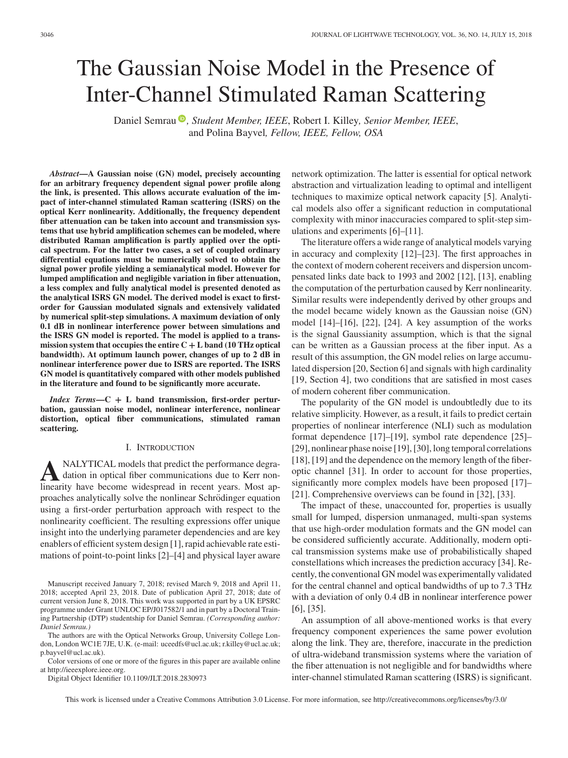# The Gaussian Noise Model in the Presence of Inter-Channel Stimulated Raman Scattering

Daniel Semrau, *Student Member, IEEE*, Robert I. Killey, *Senior Member, IEEE*, and Polina Bayvel, *Fellow, IEEE, Fellow, OSA*

***Abstract*—A Gaussian noise (GN) model, precisely accounting for an arbitrary frequency dependent signal power profile along the link, is presented. This allows accurate evaluation of the impact of inter-channel stimulated Raman scattering (ISRS) on the optical Kerr nonlinearity. Additionally, the frequency dependent fiber attenuation can be taken into account and transmission systems that use hybrid amplification schemes can be modeled, where distributed Raman amplification is partly applied over the optical spectrum. For the latter two cases, a set of coupled ordinary differential equations must be numerically solved to obtain the signal power profile yielding a semianalytical model. However for lumped amplification and negligible variation in fiber attenuation, a less complex and fully analytical model is presented denoted as the analytical ISRS GN model. The derived model is exact to first-order for Gaussian modulated signals and extensively validated by numerical split-step simulations. A maximum deviation of only 0.1 dB in nonlinear interference power between simulations and the ISRS GN model is reported. The model is applied to a transmission system that occupies the entire C + L band (10 THz optical bandwidth). At optimum launch power, changes of up to 2 dB in nonlinear interference power due to ISRS are reported. The ISRS GN model is quantitatively compared with other models published in the literature and found to be significantly more accurate.**

***Index Terms*—C + L band transmission, first-order perturbation, gaussian noise model, nonlinear interference, nonlinear distortion, optical fiber communications, stimulated raman scattering.**

## I. Introduction

Analytical models that predict the performance degradation in optical fiber communications due to Kerr nonlinearity have become widespread in recent years. Most approaches analytically solve the nonlinear Schrödinger equation using a first-order perturbation approach with respect to the nonlinearity coefficient. The resulting expressions offer unique insight into the underlying parameter dependencies and are key enablers of efficient system design [1], rapid achievable rate estimations of point-to-point links [2]–[4] and physical layer aware network optimization. The latter is essential for optical network abstraction and virtualization leading to optimal and intelligent techniques to maximize optical network capacity [5]. Analytical models also offer a significant reduction in computational complexity with minor inaccuracies compared to split-step simulations and experiments [6]–[11].

The literature offers a wide range of analytical models varying in accuracy and complexity [12]–[23]. The first approaches in the context of modern coherent receivers and dispersion uncompensated links date back to 1993 and 2002 [12], [13], enabling the computation of the perturbation caused by Kerr nonlinearity. Similar results were independently derived by other groups and the model became widely known as the Gaussian noise (GN) model [14]–[16], [22], [24]. A key assumption of the works is the signal Gaussianity assumption, which is that the signal can be written as a Gaussian process at the fiber input. As a result of this assumption, the GN model relies on large accumulated dispersion [20, Section 6] and signals with high cardinality [19, Section 4], two conditions that are satisfied in most cases of modern coherent fiber communication.

The popularity of the GN model is undoubtledly due to its relative simplicity. However, as a result, it fails to predict certain properties of nonlinear interference (NLI) such as modulation format dependence [17]–[19], symbol rate dependence [25]–[29], nonlinear phase noise [19], [30], long temporal correlations [18], [19] and the dependence on the memory length of the fiber-optic channel [31]. In order to account for those properties, significantly more complex models have been proposed [17]–[21]. Comprehensive overviews can be found in [32], [33].

The impact of these, unaccounted for, properties is usually small for lumped, dispersion unmanaged, multi-span systems that use high-order modulation formats and the GN model can be considered sufficiently accurate. Additionally, modern optical transmission systems make use of probabilistically shaped constellations which increases the prediction accuracy [34]. Recently, the conventional GN model was experimentally validated for the central channel and optical bandwidths of up to 7.3 THz with a deviation of only 0.4 dB in nonlinear interference power [6], [35].

An assumption of all above-mentioned works is that every frequency component experiences the same power evolution along the link. They are, therefore, inaccurate in the prediction of ultra-wideband transmission systems where the variation of the fiber attenuation is not negligible and for bandwidths where inter-channel stimulated Raman scattering (ISRS) is significant.

Manuscript received January 7, 2018; revised March 9, 2018 and April 11, 2018; accepted April 23, 2018. Date of publication April 27, 2018; date of current version June 8, 2018. This work was supported in part by a UK EPSRC programme under Grant UNLOC EP/J017582/1 and in part by a Doctoral Training Partnership (DTP) studentship for Daniel Semrau. *(Corresponding author: Daniel Semrau.)*

The authors are with the Optical Networks Group, University College London, London WC1E 7JE, U.K. (e-mail: uceedfs@ucl.ac.uk; r.killey@ucl.ac.uk; p.bayvel@ucl.ac.uk).

Color versions of one or more of the figures in this paper are available online at http://ieeexplore.ieee.org.

Digital Object Identifier 10.1109/JLT.2018.2830973

This work is licensed under a Creative Commons Attribution 3.0 License. For more information, see http://creativecommons.org/licenses/by/3.0/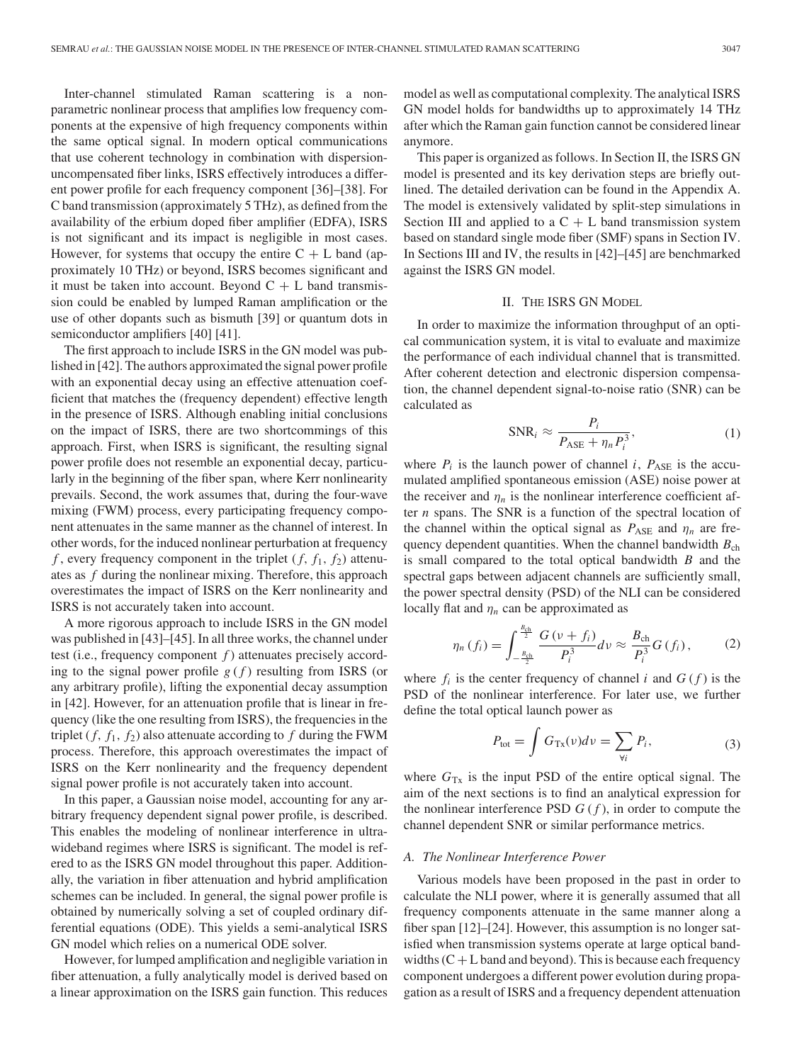Inter-channel stimulated Raman scattering is a nonparametric nonlinear process that amplifies low frequency components at the expensive of high frequency components within the same optical signal. In modern optical communications that use coherent technology in combination with dispersion-uncompensated fiber links, ISRS effectively introduces a different power profile for each frequency component [36]–[38]. For C band transmission (approximately 5 THz), as defined from the availability of the erbium doped fiber amplifier (EDFA), ISRS is not significant and its impact is negligible in most cases. However, for systems that occupy the entire C + L band (approximately 10 THz) or beyond, ISRS becomes significant and it must be taken into account. Beyond C + L band transmission could be enabled by lumped Raman amplification or the use of other dopants such as bismuth [39] or quantum dots in semiconductor amplifiers [40] [41].

The first approach to include ISRS in the GN model was published in [42]. The authors approximated the signal power profile with an exponential decay using an effective attenuation coefficient that matches the (frequency dependent) effective length in the presence of ISRS. Although enabling initial conclusions on the impact of ISRS, there are two shortcommings of this approach. First, when ISRS is significant, the resulting signal power profile does not resemble an exponential decay, particularly in the beginning of the fiber span, where Kerr nonlinearity prevails. Second, the work assumes that, during the four-wave mixing (FWM) process, every participating frequency component attenuates in the same manner as the channel of interest. In other words, for the induced nonlinear perturbation at frequency $f$, every frequency component in the triplet $(f, f_1, f_2)$ attenuates as $f$ during the nonlinear mixing. Therefore, this approach overestimates the impact of ISRS on the Kerr nonlinearity and ISRS is not accurately taken into account.

A more rigorous approach to include ISRS in the GN model was published in [43]–[45]. In all three works, the channel under test (i.e., frequency component $f$) attenuates precisely according to the signal power profile $g(f)$ resulting from ISRS (or any arbitrary profile), lifting the exponential decay assumption in [42]. However, for an attenuation profile that is linear in frequency (like the one resulting from ISRS), the frequencies in the triplet $(f, f_1, f_2)$ also attenuate according to $f$ during the FWM process. Therefore, this approach overestimates the impact of ISRS on the Kerr nonlinearity and the frequency dependent signal power profile is not accurately taken into account.

In this paper, a Gaussian noise model, accounting for any arbitrary frequency dependent signal power profile, is described. This enables the modeling of nonlinear interference in ultra-wideband regimes where ISRS is significant. The model is refered to as the ISRS GN model throughout this paper. Additionally, the variation in fiber attenuation and hybrid amplification schemes can be included. In general, the signal power profile is obtained by numerically solving a set of coupled ordinary differential equations (ODE). This yields a semi-analytical ISRS GN model which relies on a numerical ODE solver.

However, for lumped amplification and negligible variation in fiber attenuation, a fully analytically model is derived based on a linear approximation on the ISRS gain function. This reduces model as well as computational complexity. The analytical ISRS GN model holds for bandwidths up to approximately 14 THz after which the Raman gain function cannot be considered linear anymore.

This paper is organized as follows. In Section II, the ISRS GN model is presented and its key derivation steps are briefly outlined. The detailed derivation can be found in the Appendix A. The model is extensively validated by split-step simulations in Section III and applied to a C + L band transmission system based on standard single mode fiber (SMF) spans in Section IV. In Sections III and IV, the results in [42]–[45] are benchmarked against the ISRS GN model.

## II. The ISRS GN Model

In order to maximize the information throughput of an optical communication system, it is vital to evaluate and maximize the performance of each individual channel that is transmitted. After coherent detection and electronic dispersion compensation, the channel dependent signal-to-noise ratio (SNR) can be calculated as

$$\text{SNR}_i \approx \frac{P_i}{P_{\text{ASE}} + \eta_n P_i^3}, \tag{1}$$

where $P_i$ is the launch power of channel $i$, $P_{\text{ASE}}$ is the accumulated amplified spontaneous emission (ASE) noise power at the receiver and $\eta_n$ is the nonlinear interference coefficient after $n$ spans. The SNR is a function of the spectral location of the channel within the optical signal as $P_{\text{ASE}}$ and $\eta_n$ are frequency dependent quantities. When the channel bandwidth $B_{\text{ch}}$ is small compared to the total optical bandwidth $B$ and the spectral gaps between adjacent channels are sufficiently small, the power spectral density (PSD) of the NLI can be considered locally flat and $\eta_n$ can be approximated as

$$\eta_n(f_i) = \int_{-\frac{B_{\text{ch}}}{2}}^{\frac{B_{\text{ch}}}{2}} \frac{G(\nu + f_i)}{P_i^3} d\nu \approx \frac{B_{\text{ch}}}{P_i^3} G(f_i), \tag{2}$$

where $f_i$ is the center frequency of channel $i$ and $G(f)$ is the PSD of the nonlinear interference. For later use, we further define the total optical launch power as

$$P_{\text{tot}} = \int G_{\text{Tx}}(\nu) d\nu = \sum_{\forall i} P_i, \tag{3}$$

where $G_{\text{Tx}}$ is the input PSD of the entire optical signal. The aim of the next sections is to find an analytical expression for the nonlinear interference PSD $G(f)$, in order to compute the channel dependent SNR or similar performance metrics.

### A. The Nonlinear Interference Power

Various models have been proposed in the past in order to calculate the NLI power, where it is generally assumed that all frequency components attenuate in the same manner along a fiber span [12]–[24]. However, this assumption is no longer satisfied when transmission systems operate at large optical bandwidths (C + L band and beyond). This is because each frequency component undergoes a different power evolution during propagation as a result of ISRS and a frequency dependent attenuation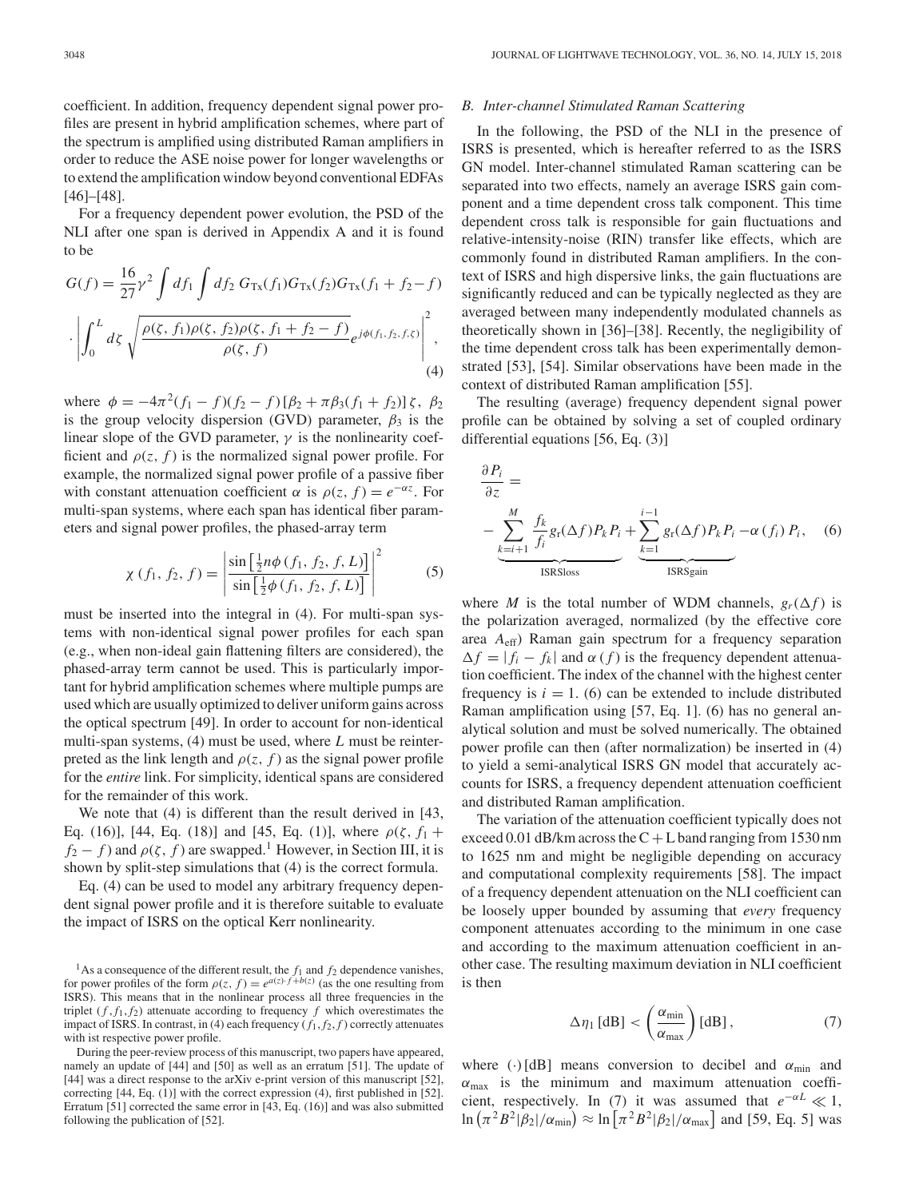coefficient. In addition, frequency dependent signal power profiles are present in hybrid amplification schemes, where part of the spectrum is amplified using distributed Raman amplifiers in order to reduce the ASE noise power for longer wavelengths or to extend the amplification window beyond conventional EDFAs [46]–[48].

For a frequency dependent power evolution, the PSD of the NLI after one span is derived in Appendix A and it is found to be

$$G(f) = \frac{16}{27}\gamma^2 \int df_1 \int df_2 \; G_{\text{Tx}}(f_1) G_{\text{Tx}}(f_2) G_{\text{Tx}}(f_1+f_2-f) \cdot \left| \int_0^L d\zeta \sqrt{\frac{\rho(\zeta,f_1)\rho(\zeta,f_2)\rho(\zeta,f_1+f_2-f)}{\rho(\zeta,f)}} e^{j\phi(f_1,f_2,f,\zeta)} \right|^2, \tag{4}$$

where $\phi = -4\pi^2 (f_1-f)(f_2-f)\left[\beta_2 + \pi\beta_3(f_1+f_2)\right]\zeta$, $\beta_2$ is the group velocity dispersion (GVD) parameter, $\beta_3$ is the linear slope of the GVD parameter, $\gamma$ is the nonlinearity coefficient and $\rho(z,f)$ is the normalized signal power profile. For example, the normalized signal power profile of a passive fiber with constant attenuation coefficient $\alpha$ is $\rho(z,f) = e^{-\alpha z}$. For multi-span systems, where each span has identical fiber parameters and signal power profiles, the phased-array term

$$\chi(f_1,f_2,f) = \left| \frac{\sin\left[\frac{1}{2}n\phi(f_1,f_2,f,L)\right]}{\sin\left[\frac{1}{2}\phi(f_1,f_2,f,L)\right]} \right|^2 \tag{5}$$

must be inserted into the integral in (4). For multi-span systems with non-identical signal power profiles for each span (e.g., when non-ideal gain flattening filters are considered), the phased-array term cannot be used. This is particularly important for hybrid amplification schemes where multiple pumps are used which are usually optimized to deliver uniform gains across the optical spectrum [49]. In order to account for non-identical multi-span systems, (4) must be used, where $L$ must be reinterpreted as the link length and $\rho(z,f)$ as the signal power profile for the *entire* link. For simplicity, identical spans are considered for the remainder of this work.

We note that (4) is different than the result derived in [43, Eq. (16)], [44, Eq. (18)] and [45, Eq. (1)], where $\rho(\zeta, f_1+f_2-f)$ and $\rho(\zeta,f)$ are swapped.[1] However, in Section III, it is shown by split-step simulations that (4) is the correct formula.

Eq. (4) can be used to model any arbitrary frequency dependent signal power profile and it is therefore suitable to evaluate the impact of ISRS on the optical Kerr nonlinearity.

[1] As a consequence of the different result, the $f_1$ and $f_2$ dependence vanishes, for power profiles of the form $\rho(z,f) = e^{a(z)\cdot f + b(z)}$ (as the one resulting from ISRS). This means that in the nonlinear process all three frequencies in the triplet $(f, f_1, f_2)$ attenuate according to frequency $f$ which overestimates the impact of ISRS. In contrast, in (4) each frequency $(f_1, f_2, f)$ correctly attenuates with ist respective power profile.

During the peer-review process of this manuscript, two papers have appeared, namely an update of [44] and [50] as well as an erratum [51]. The update of [44] was a direct response to the arXiv e-print version of this manuscript [52], correcting [44, Eq. (1)] with the correct expression (4), first published in [52]. Erratum [51] corrected the same error in [43, Eq. (16)] and was also submitted following the publication of [52].

### B. Inter-channel Stimulated Raman Scattering

In the following, the PSD of the NLI in the presence of ISRS is presented, which is hereafter referred to as the ISRS GN model. Inter-channel stimulated Raman scattering can be separated into two effects, namely an average ISRS gain component and a time dependent cross talk component. This time dependent cross talk is responsible for gain fluctuations and relative-intensity-noise (RIN) transfer like effects, which are commonly found in distributed Raman amplifiers. In the context of ISRS and high dispersive links, the gain fluctuations are significantly reduced and can be typically neglected as they are averaged between many independently modulated channels as theoretically shown in [36]–[38]. Recently, the negligibility of the time dependent cross talk has been experimentally demonstrated [53], [54]. Similar observations have been made in the context of distributed Raman amplification [55].

The resulting (average) frequency dependent signal power profile can be obtained by solving a set of coupled ordinary differential equations [56, Eq. (3)]

$$\frac{\partial P_i}{\partial z} = -\underbrace{\sum_{k=i+1}^{M} \frac{f_k}{f_i} g_r(\Delta f) P_k P_i}_{\text{ISRSloss}} + \underbrace{\sum_{k=1}^{i-1} g_r(\Delta f) P_k P_i}_{\text{ISRSgain}} - \alpha(f_i) P_i, \tag{6}$$

where $M$ is the total number of WDM channels, $g_r(\Delta f)$ is the polarization averaged, normalized (by the effective core area $A_{\text{eff}}$) Raman gain spectrum for a frequency separation $\Delta f = |f_i - f_k|$ and $\alpha(f)$ is the frequency dependent attenuation coefficient. The index of the channel with the highest center frequency is $i = 1$. (6) can be extended to include distributed Raman amplification using [57, Eq. 1]. (6) has no general analytical solution and must be solved numerically. The obtained power profile can then (after normalization) be inserted in (4) to yield a semi-analytical ISRS GN model that accurately accounts for ISRS, a frequency dependent attenuation coefficient and distributed Raman amplification.

The variation of the attenuation coefficient typically does not exceed 0.01 dB/km across the C + L band ranging from 1530 nm to 1625 nm and might be negligible depending on accuracy and computational complexity requirements [58]. The impact of a frequency dependent attenuation on the NLI coefficient can be loosely upper bounded by assuming that *every* frequency component attenuates according to the minimum in one case and according to the maximum attenuation coefficient in another case. The resulting maximum deviation in NLI coefficient is then

$$\Delta\eta_1\,[\text{dB}] < \left(\frac{\alpha_{\min}}{\alpha_{\max}}\right)[\text{dB}], \tag{7}$$

where $(\cdot)\,[\text{dB}]$ means conversion to decibel and $\alpha_{\min}$ and $\alpha_{\max}$ is the minimum and maximum attenuation coefficient, respectively. In (7) it was assumed that $e^{-\alpha L} \ll 1$, $\ln\left(\pi^2 B^2 |\beta_2| / \alpha_{\min}\right) \approx \ln\left[\pi^2 B^2 |\beta_2| / \alpha_{\max}\right]$ and [59, Eq. 5] was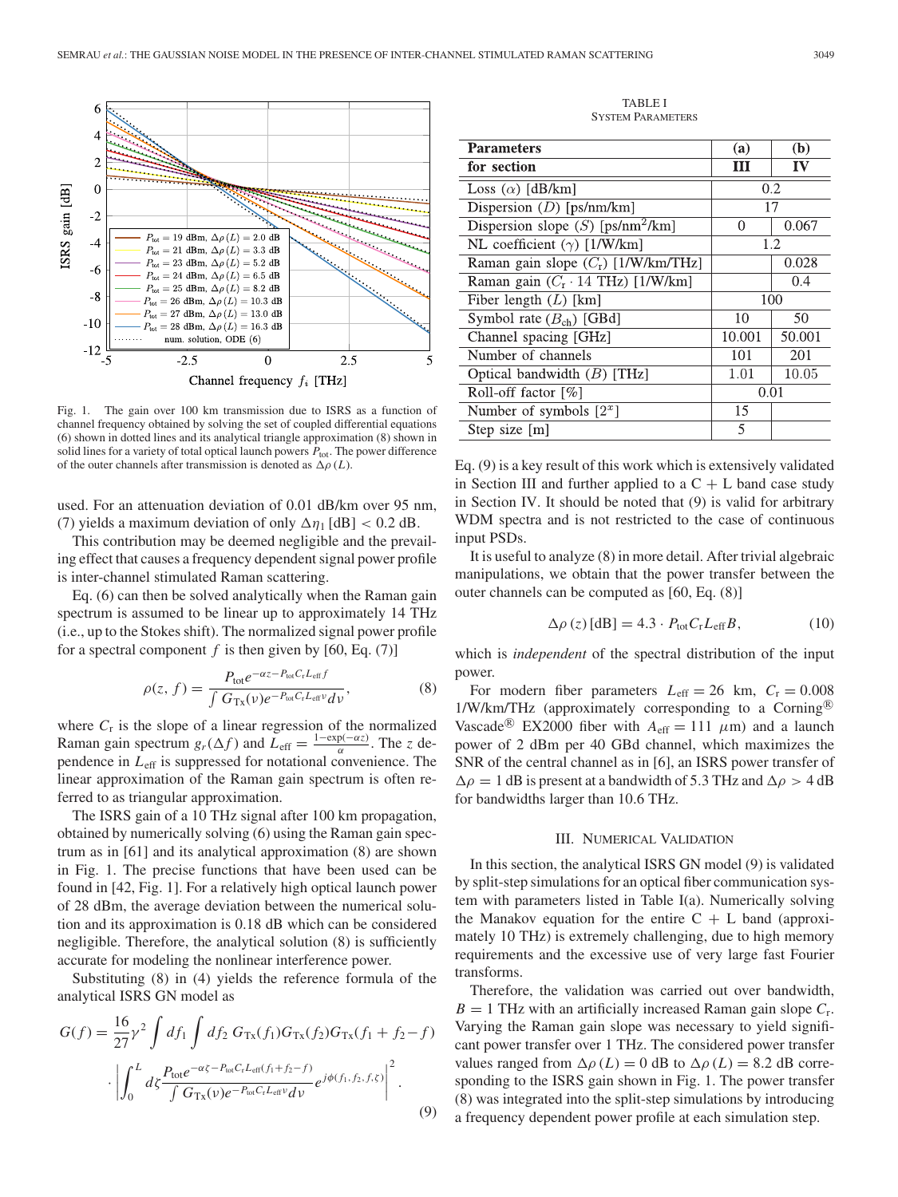Fig. 1. The gain over 100 km transmission due to ISRS as a function of channel frequency obtained by solving the set of coupled differential equations (6) shown in dotted lines and its analytical triangle approximation (8) shown in solid lines for a variety of total optical launch powers $P_{\text{tot}}$. The power difference of the outer channels after transmission is denoted as $\Delta\rho(L)$.

used. For an attenuation deviation of 0.01 dB/km over 95 nm, (7) yields a maximum deviation of only $\Delta\eta_1\,[\text{dB}] < 0.2$ dB.

This contribution may be deemed negligible and the prevailing effect that causes a frequency dependent signal power profile is inter-channel stimulated Raman scattering.

Eq. (6) can then be solved analytically when the Raman gain spectrum is assumed to be linear up to approximately 14 THz (i.e., up to the Stokes shift). The normalized signal power profile for a spectral component $f$ is then given by [60, Eq. (7)]

$$\rho(z, f) = \frac{P_{\text{tot}} e^{-\alpha z - P_{\text{tot}} C_r L_{\text{eff}} f}}{\int G_{\text{Tx}}(\nu) e^{-P_{\text{tot}} C_r L_{\text{eff}} \nu} d\nu}, \tag{8}$$

where $C_r$ is the slope of a linear regression of the normalized Raman gain spectrum $g_r(\Delta f)$ and $L_{\text{eff}} = \frac{1-\exp(-\alpha z)}{\alpha}$. The $z$ dependence in $L_{\text{eff}}$ is suppressed for notational convenience. The linear approximation of the Raman gain spectrum is often referred to as triangular approximation.

The ISRS gain of a 10 THz signal after 100 km propagation, obtained by numerically solving (6) using the Raman gain spectrum as in [61] and its analytical approximation (8) are shown in Fig. 1. The precise functions that have been used can be found in [42, Fig. 1]. For a relatively high optical launch power of 28 dBm, the average deviation between the numerical solution and its approximation is 0.18 dB which can be considered negligible. Therefore, the analytical solution (8) is sufficiently accurate for modeling the nonlinear interference power.

Substituting (8) in (4) yields the reference formula of the analytical ISRS GN model as

$$G(f) = \frac{16}{27}\gamma^2 \int df_1 \int df_2\; G_{\text{Tx}}(f_1) G_{\text{Tx}}(f_2) G_{\text{Tx}}(f_1+f_2-f) \cdot \left| \int_0^L d\zeta \frac{P_{\text{tot}} e^{-\alpha\zeta - P_{\text{tot}} C_r L_{\text{eff}}(f_1+f_2-f)}}{\int G_{\text{Tx}}(\nu) e^{-P_{\text{tot}} C_r L_{\text{eff}} \nu} d\nu} e^{j\phi(f_1,f_2,f,\zeta)} \right|^2. \tag{9}$$

TABLE I
SYSTEM PARAMETERS

| Parameters for section | (a) III | (b) IV |
|---|---|---|
| Loss ($\alpha$) [dB/km] | 0.2 | |
| Dispersion ($D$) [ps/nm/km] | 17 | |
| Dispersion slope ($S$) [ps/nm$^2$/km] | 0 | 0.067 |
| NL coefficient ($\gamma$) [1/W/km] | 1.2 | |
| Raman gain slope ($C_r$) [1/W/km/THz] | | 0.028 |
| Raman gain ($C_r \cdot 14$ THz) [1/W/km] | | 0.4 |
| Fiber length ($L$) [km] | 100 | |
| Symbol rate ($B_{\text{ch}}$) [GBd] | 10 | 50 |
| Channel spacing [GHz] | 10.001 | 50.001 |
| Number of channels | 101 | 201 |
| Optical bandwidth ($B$) [THz] | 1.01 | 10.05 |
| Roll-off factor [%] | 0.01 | |
| Number of symbols [$2^x$] | 15 | |
| Step size [m] | 5 | |

Eq. (9) is a key result of this work which is extensively validated in Section III and further applied to a C + L band case study in Section IV. It should be noted that (9) is valid for arbitrary WDM spectra and is not restricted to the case of continuous input PSDs.

It is useful to analyze (8) in more detail. After trivial algebraic manipulations, we obtain that the power transfer between the outer channels can be computed as [60, Eq. (8)]

$$\Delta\rho(z)\,[\text{dB}] = 4.3 \cdot P_{\text{tot}} C_r L_{\text{eff}} B, \tag{10}$$

which is *independent* of the spectral distribution of the input power.

For modern fiber parameters $L_{\text{eff}} = 26$ km, $C_r = 0.008$ 1/W/km/THz (approximately corresponding to a Corning® Vascade® EX2000 fiber with $A_{\text{eff}} = 111$ $\mu$m) and a launch power of 2 dBm per 40 GBd channel, which maximizes the SNR of the central channel as in [6], an ISRS power transfer of $\Delta\rho = 1$ dB is present at a bandwidth of 5.3 THz and $\Delta\rho > 4$ dB for bandwidths larger than 10.6 THz.

## III. Numerical Validation

In this section, the analytical ISRS GN model (9) is validated by split-step simulations for an optical fiber communication system with parameters listed in Table I(a). Numerically solving the Manakov equation for the entire C + L band (approximately 10 THz) is extremely challenging, due to high memory requirements and the excessive use of very large fast Fourier transforms.

Therefore, the validation was carried out over bandwidth, $B = 1$ THz with an artificially increased Raman gain slope $C_r$. Varying the Raman gain slope was necessary to yield significant power transfer over 1 THz. The considered power transfer values ranged from $\Delta\rho(L) = 0$ dB to $\Delta\rho(L) = 8.2$ dB corresponding to the ISRS gain shown in Fig. 1. The power transfer (8) was integrated into the split-step simulations by introducing a frequency dependent power profile at each simulation step.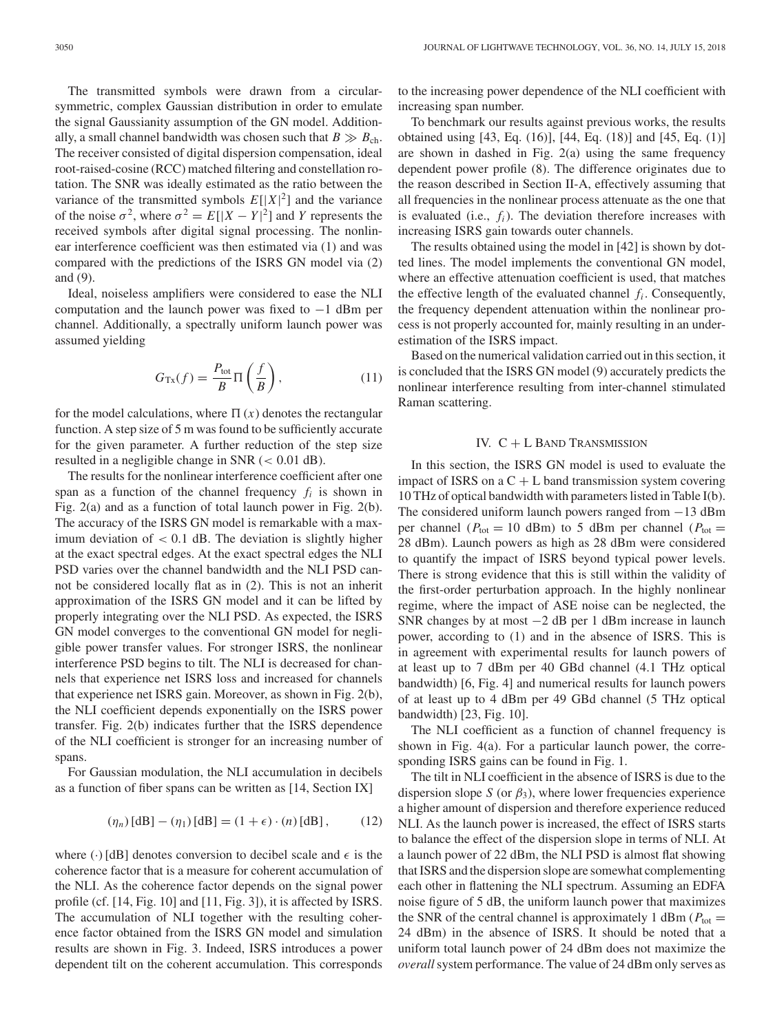The transmitted symbols were drawn from a circular-symmetric, complex Gaussian distribution in order to emulate the signal Gaussianity assumption of the GN model. Additionally, a small channel bandwidth was chosen such that $B \gg B_{\text{ch}}$. The receiver consisted of digital dispersion compensation, ideal root-raised-cosine (RCC) matched filtering and constellation rotation. The SNR was ideally estimated as the ratio between the variance of the transmitted symbols $E[|X|^2]$ and the variance of the noise $\sigma^2$, where $\sigma^2 = E[|X - Y|^2]$ and $Y$ represents the received symbols after digital signal processing. The nonlinear interference coefficient was then estimated via (1) and was compared with the predictions of the ISRS GN model via (2) and (9).

Ideal, noiseless amplifiers were considered to ease the NLI computation and the launch power was fixed to −1 dBm per channel. Additionally, a spectrally uniform launch power was assumed yielding

$$G_{\text{Tx}}(f) = \frac{P_{\text{tot}}}{B} \Pi\left(\frac{f}{B}\right), \tag{11}$$

for the model calculations, where $\Pi(x)$ denotes the rectangular function. A step size of 5 m was found to be sufficiently accurate for the given parameter. A further reduction of the step size resulted in a negligible change in SNR (< 0.01 dB).

The results for the nonlinear interference coefficient after one span as a function of the channel frequency $f_i$ is shown in Fig. 2(a) and as a function of total launch power in Fig. 2(b). The accuracy of the ISRS GN model is remarkable with a maximum deviation of < 0.1 dB. The deviation is slightly higher at the exact spectral edges. At the exact spectral edges the NLI PSD varies over the channel bandwidth and the NLI PSD cannot be considered locally flat as in (2). This is not an inherit approximation of the ISRS GN model and it can be lifted by properly integrating over the NLI PSD. As expected, the ISRS GN model converges to the conventional GN model for negligible power transfer values. For stronger ISRS, the nonlinear interference PSD begins to tilt. The NLI is decreased for channels that experience net ISRS loss and increased for channels that experience net ISRS gain. Moreover, as shown in Fig. 2(b), the NLI coefficient depends exponentially on the ISRS power transfer. Fig. 2(b) indicates further that the ISRS dependence of the NLI coefficient is stronger for an increasing number of spans.

For Gaussian modulation, the NLI accumulation in decibels as a function of fiber spans can be written as [14, Section IX]

$$(\eta_n)\,[\text{dB}] - (\eta_1)\,[\text{dB}] = (1 + \epsilon) \cdot (n)\,[\text{dB}], \tag{12}$$

where $(\cdot)\,[\text{dB}]$ denotes conversion to decibel scale and $\epsilon$ is the coherence factor that is a measure for coherent accumulation of the NLI. As the coherence factor depends on the signal power profile (cf. [14, Fig. 10] and [11, Fig. 3]), it is affected by ISRS. The accumulation of NLI together with the resulting coherence factor obtained from the ISRS GN model and simulation results are shown in Fig. 3. Indeed, ISRS introduces a power dependent tilt on the coherent accumulation. This corresponds to the increasing power dependence of the NLI coefficient with increasing span number.

To benchmark our results against previous works, the results obtained using [43, Eq. (16)], [44, Eq. (18)] and [45, Eq. (1)] are shown in dashed in Fig. 2(a) using the same frequency dependent power profile (8). The difference originates due to the reason described in Section II-A, effectively assuming that all frequencies in the nonlinear process attenuate as the one that is evaluated (i.e., $f_i$). The deviation therefore increases with increasing ISRS gain towards outer channels.

The results obtained using the model in [42] is shown by dotted lines. The model implements the conventional GN model, where an effective attenuation coefficient is used, that matches the effective length of the evaluated channel $f_i$. Consequently, the frequency dependent attenuation within the nonlinear process is not properly accounted for, mainly resulting in an underestimation of the ISRS impact.

Based on the numerical validation carried out in this section, it is concluded that the ISRS GN model (9) accurately predicts the nonlinear interference resulting from inter-channel stimulated Raman scattering.

## IV. C + L Band Transmission

In this section, the ISRS GN model is used to evaluate the impact of ISRS on a C + L band transmission system covering 10 THz of optical bandwidth with parameters listed in Table I(b). The considered uniform launch powers ranged from −13 dBm per channel ($P_{\text{tot}}$ = 10 dBm) to 5 dBm per channel ($P_{\text{tot}}$ = 28 dBm). Launch powers as high as 28 dBm were considered to quantify the impact of ISRS beyond typical power levels. There is strong evidence that this is still within the validity of the first-order perturbation approach. In the highly nonlinear regime, where the impact of ASE noise can be neglected, the SNR changes by at most −2 dB per 1 dBm increase in launch power, according to (1) and in the absence of ISRS. This is in agreement with experimental results for launch powers of at least up to 7 dBm per 40 GBd channel (4.1 THz optical bandwidth) [6, Fig. 4] and numerical results for launch powers of at least up to 4 dBm per 49 GBd channel (5 THz optical bandwidth) [23, Fig. 10].

The NLI coefficient as a function of channel frequency is shown in Fig. 4(a). For a particular launch power, the corresponding ISRS gains can be found in Fig. 1.

The tilt in NLI coefficient in the absence of ISRS is due to the dispersion slope $S$ (or $\beta_3$), where lower frequencies experience a higher amount of dispersion and therefore experience reduced NLI. As the launch power is increased, the effect of ISRS starts to balance the effect of the dispersion slope in terms of NLI. At a launch power of 22 dBm, the NLI PSD is almost flat showing that ISRS and the dispersion slope are somewhat complementing each other in flattening the NLI spectrum. Assuming an EDFA noise figure of 5 dB, the uniform launch power that maximizes the SNR of the central channel is approximately 1 dBm ($P_{\text{tot}}$ = 24 dBm) in the absence of ISRS. It should be noted that a uniform total launch power of 24 dBm does not maximize the *overall* system performance. The value of 24 dBm only serves as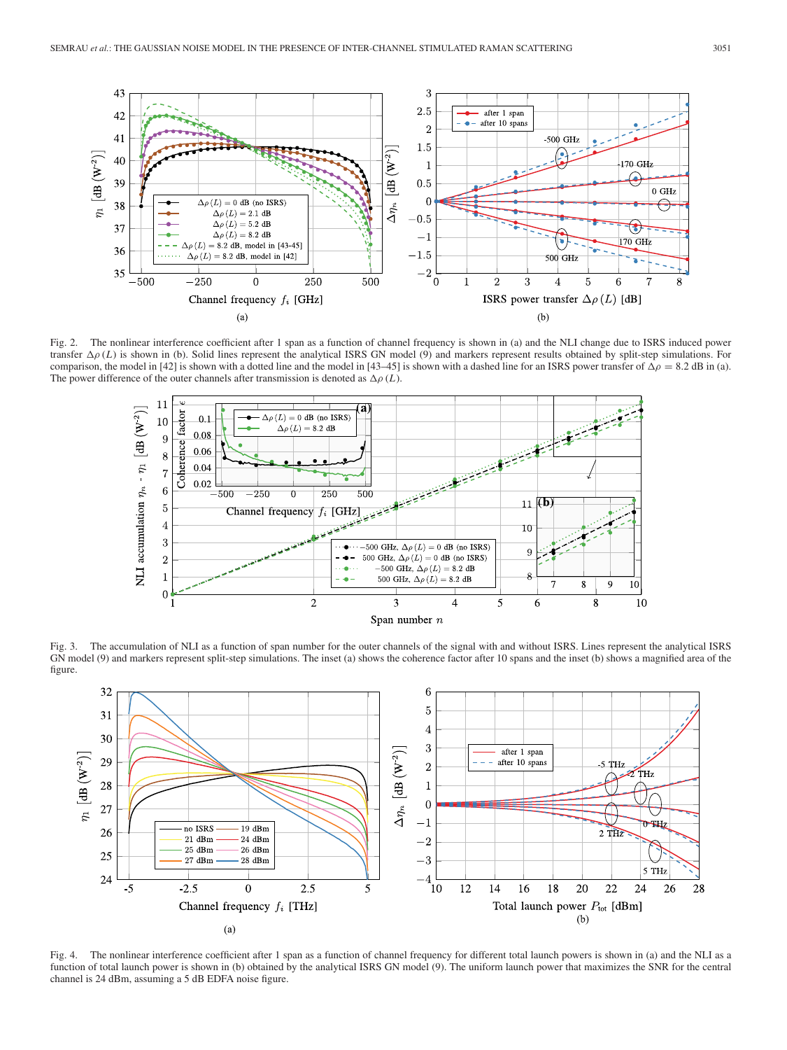Fig. 2. The nonlinear interference coefficient after 1 span as a function of channel frequency is shown in (a) and the NLI change due to ISRS induced power transfer $\Delta\rho(L)$ is shown in (b). Solid lines represent the analytical ISRS GN model (9) and markers represent results obtained by split-step simulations. For comparison, the model in [42] is shown with a dotted line and the model in [43–45] is shown with a dashed line for an ISRS power transfer of $\Delta\rho = 8.2$ dB in (a). The power difference of the outer channels after transmission is denoted as $\Delta\rho(L)$.

Fig. 3. The accumulation of NLI as a function of span number for the outer channels of the signal with and without ISRS. Lines represent the analytical ISRS GN model (9) and markers represent split-step simulations. The inset (a) shows the coherence factor after 10 spans and the inset (b) shows a magnified area of the figure.

Fig. 4. The nonlinear interference coefficient after 1 span as a function of channel frequency for different total launch powers is shown in (a) and the NLI as a function of total launch power is shown in (b) obtained by the analytical ISRS GN model (9). The uniform launch power that maximizes the SNR for the central channel is 24 dBm, assuming a 5 dB EDFA noise figure.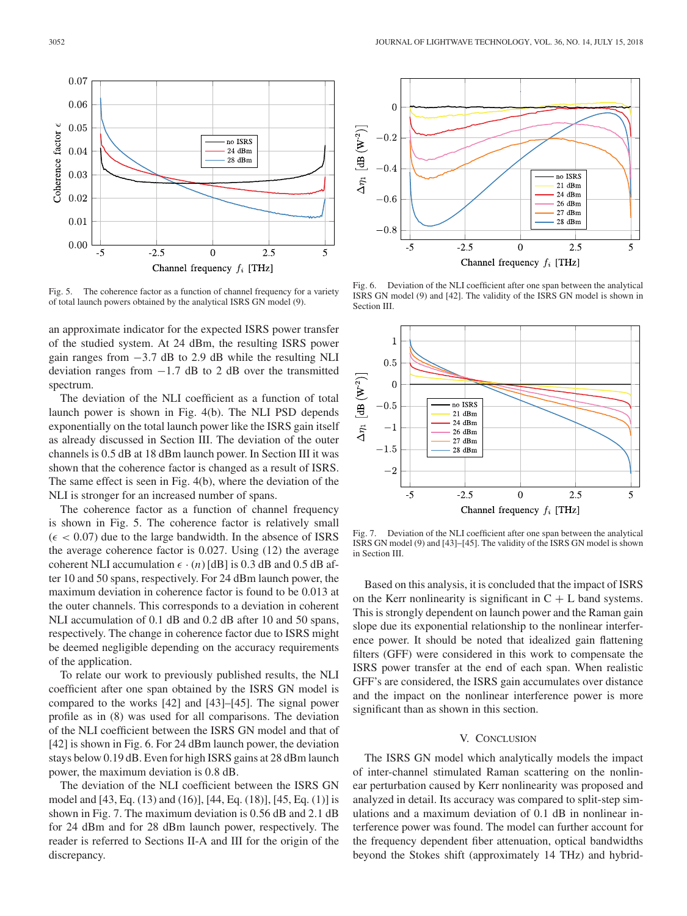Fig. 5. The coherence factor as a function of channel frequency for a variety of total launch powers obtained by the analytical ISRS GN model (9).

an approximate indicator for the expected ISRS power transfer of the studied system. At 24 dBm, the resulting ISRS power gain ranges from −3.7 dB to 2.9 dB while the resulting NLI deviation ranges from −1.7 dB to 2 dB over the transmitted spectrum.

The deviation of the NLI coefficient as a function of total launch power is shown in Fig. 4(b). The NLI PSD depends exponentially on the total launch power like the ISRS gain itself as already discussed in Section III. The deviation of the outer channels is 0.5 dB at 18 dBm launch power. In Section III it was shown that the coherence factor is changed as a result of ISRS. The same effect is seen in Fig. 4(b), where the deviation of the NLI is stronger for an increased number of spans.

The coherence factor as a function of channel frequency is shown in Fig. 5. The coherence factor is relatively small ($\epsilon < 0.07$) due to the large bandwidth. In the absence of ISRS the average coherence factor is 0.027. Using (12) the average coherent NLI accumulation $\epsilon \cdot (n)$ [dB] is 0.3 dB and 0.5 dB after 10 and 50 spans, respectively. For 24 dBm launch power, the maximum deviation in coherence factor is found to be 0.013 at the outer channels. This corresponds to a deviation in coherent NLI accumulation of 0.1 dB and 0.2 dB after 10 and 50 spans, respectively. The change in coherence factor due to ISRS might be deemed negligible depending on the accuracy requirements of the application.

To relate our work to previously published results, the NLI coefficient after one span obtained by the ISRS GN model is compared to the works [42] and [43]–[45]. The signal power profile as in (8) was used for all comparisons. The deviation of the NLI coefficient between the ISRS GN model and that of [42] is shown in Fig. 6. For 24 dBm launch power, the deviation stays below 0.19 dB. Even for high ISRS gains at 28 dBm launch power, the maximum deviation is 0.8 dB.

The deviation of the NLI coefficient between the ISRS GN model and [43, Eq. (13) and (16)], [44, Eq. (18)], [45, Eq. (1)] is shown in Fig. 7. The maximum deviation is 0.56 dB and 2.1 dB for 24 dBm and for 28 dBm launch power, respectively. The reader is referred to Sections II-A and III for the origin of the discrepancy.

Fig. 6. Deviation of the NLI coefficient after one span between the analytical ISRS GN model (9) and [42]. The validity of the ISRS GN model is shown in Section III.

Fig. 7. Deviation of the NLI coefficient after one span between the analytical ISRS GN model (9) and [43]–[45]. The validity of the ISRS GN model is shown in Section III.

Based on this analysis, it is concluded that the impact of ISRS on the Kerr nonlinearity is significant in C + L band systems. This is strongly dependent on launch power and the Raman gain slope due its exponential relationship to the nonlinear interference power. It should be noted that idealized gain flattening filters (GFF) were considered in this work to compensate the ISRS power transfer at the end of each span. When realistic GFF's are considered, the ISRS gain accumulates over distance and the impact on the nonlinear interference power is more significant than as shown in this section.

## V. Conclusion

The ISRS GN model which analytically models the impact of inter-channel stimulated Raman scattering on the nonlinear perturbation caused by Kerr nonlinearity was proposed and analyzed in detail. Its accuracy was compared to split-step simulations and a maximum deviation of 0.1 dB in nonlinear interference power was found. The model can further account for the frequency dependent fiber attenuation, optical bandwidths beyond the Stokes shift (approximately 14 THz) and hybrid-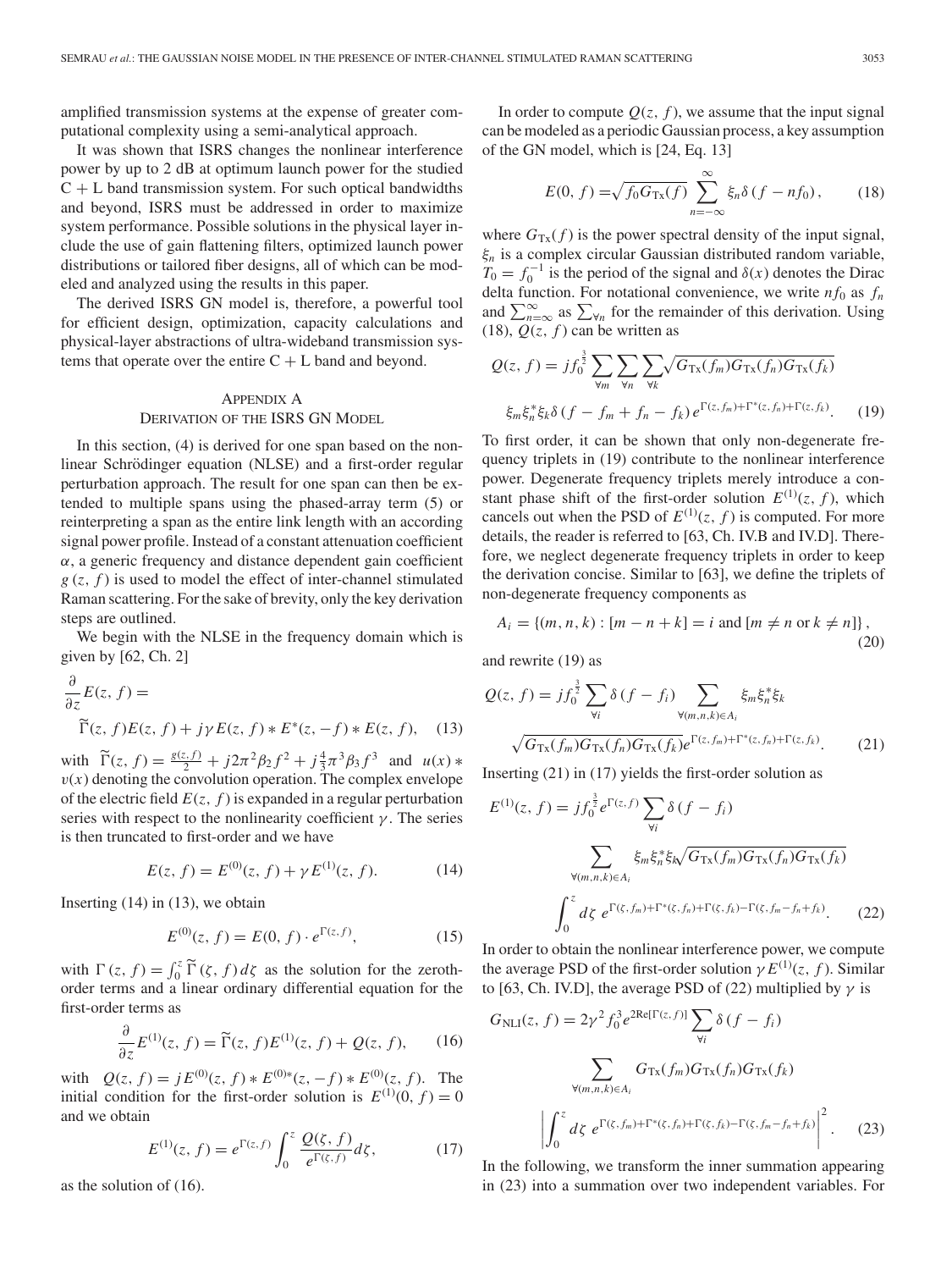amplified transmission systems at the expense of greater computational complexity using a semi-analytical approach.

It was shown that ISRS changes the nonlinear interference power by up to 2 dB at optimum launch power for the studied C + L band transmission system. For such optical bandwidths and beyond, ISRS must be addressed in order to maximize system performance. Possible solutions in the physical layer include the use of gain flattening filters, optimized launch power distributions or tailored fiber designs, all of which can be modeled and analyzed using the results in this paper.

The derived ISRS GN model is, therefore, a powerful tool for efficient design, optimization, capacity calculations and physical-layer abstractions of ultra-wideband transmission systems that operate over the entire C + L band and beyond.

## Appendix A
## Derivation of the ISRS GN Model

In this section, (4) is derived for one span based on the nonlinear Schrödinger equation (NLSE) and a first-order regular perturbation approach. The result for one span can then be extended to multiple spans using the phased-array term (5) or reinterpreting a span as the entire link length with an according signal power profile. Instead of a constant attenuation coefficient $\alpha$, a generic frequency and distance dependent gain coefficient $g(z, f)$ is used to model the effect of inter-channel stimulated Raman scattering. For the sake of brevity, only the key derivation steps are outlined.

We begin with the NLSE in the frequency domain which is given by [62, Ch. 2]

$$\frac{\partial}{\partial z}E(z,f) = \widetilde{\Gamma}(z,f)E(z,f) + j\gamma E(z,f) * E^{*}(z,-f) * E(z,f), \quad (13)$$

with $\widetilde{\Gamma}(z,f) = \frac{g(z,f)}{2} + j2\pi^2\beta_2 f^2 + j\frac{4}{3}\pi^3\beta_3 f^3$ and $u(x) * v(x)$ denoting the convolution operation. The complex envelope of the electric field $E(z, f)$ is expanded in a regular perturbation series with respect to the nonlinearity coefficient $\gamma$. The series is then truncated to first-order and we have

$$E(z,f) = E^{(0)}(z,f) + \gamma E^{(1)}(z,f). \quad (14)$$

Inserting (14) in (13), we obtain

$$E^{(0)}(z,f) = E(0,f)\cdot e^{\Gamma(z,f)}, \quad (15)$$

with $\Gamma(z,f) = \int_0^z \widetilde{\Gamma}(\zeta,f)\,d\zeta$ as the solution for the zeroth-order terms and a linear ordinary differential equation for the first-order terms as

$$\frac{\partial}{\partial z}E^{(1)}(z,f) = \widetilde{\Gamma}(z,f)E^{(1)}(z,f) + Q(z,f), \quad (16)$$

with $Q(z,f) = jE^{(0)}(z,f) * E^{(0)*}(z,-f) * E^{(0)}(z,f)$. The initial condition for the first-order solution is $E^{(1)}(0,f) = 0$ and we obtain

$$E^{(1)}(z,f) = e^{\Gamma(z,f)}\int_0^z \frac{Q(\zeta,f)}{e^{\Gamma(\zeta,f)}}d\zeta, \quad (17)$$

as the solution of (16).

In order to compute $Q(z, f)$, we assume that the input signal can be modeled as a periodic Gaussian process, a key assumption of the GN model, which is [24, Eq. 13]

$$E(0,f) = \sqrt{f_0 G_{\mathrm{Tx}}(f)}\sum_{n=-\infty}^{\infty}\xi_n\delta(f - nf_0), \quad (18)$$

where $G_{\mathrm{Tx}}(f)$ is the power spectral density of the input signal, $\xi_n$ is a complex circular Gaussian distributed random variable, $T_0 = f_0^{-1}$ is the period of the signal and $\delta(x)$ denotes the Dirac delta function. For notational convenience, we write $nf_0$ as $f_n$ and $\sum_{n=\infty}^{\infty}$ as $\sum_{\forall n}$ for the remainder of this derivation. Using (18), $Q(z, f)$ can be written as

$$Q(z,f) = jf_0^{\frac{3}{2}}\sum_{\forall m}\sum_{\forall n}\sum_{\forall k}\sqrt{G_{\mathrm{Tx}}(f_m)G_{\mathrm{Tx}}(f_n)G_{\mathrm{Tx}}(f_k)}\,\xi_m\xi_n^*\xi_k\delta(f - f_m + f_n - f_k)\,e^{\Gamma(z,f_m)+\Gamma^*(z,f_n)+\Gamma(z,f_k)}. \quad (19)$$

To first order, it can be shown that only non-degenerate frequency triplets in (19) contribute to the nonlinear interference power. Degenerate frequency triplets merely introduce a constant phase shift of the first-order solution $E^{(1)}(z, f)$, which cancels out when the PSD of $E^{(1)}(z, f)$ is computed. For more details, the reader is referred to [63, Ch. IV.B and IV.D]. Therefore, we neglect degenerate frequency triplets in order to keep the derivation concise. Similar to [63], we define the triplets of non-degenerate frequency components as

$$A_i = \{(m,n,k) : [m - n + k] = i \text{ and } [m \neq n \text{ or } k \neq n]\}, \quad (20)$$

and rewrite (19) as

$$Q(z,f) = jf_0^{\frac{3}{2}}\sum_{\forall i}\delta(f - f_i)\sum_{\forall(m,n,k)\in A_i}\xi_m\xi_n^*\xi_k\sqrt{G_{\mathrm{Tx}}(f_m)G_{\mathrm{Tx}}(f_n)G_{\mathrm{Tx}}(f_k)}e^{\Gamma(z,f_m)+\Gamma^*(z,f_n)+\Gamma(z,f_k)}. \quad (21)$$

Inserting (21) in (17) yields the first-order solution as

$$E^{(1)}(z,f) = jf_0^{\frac{3}{2}}e^{\Gamma(z,f)}\sum_{\forall i}\delta(f - f_i)\sum_{\forall(m,n,k)\in A_i}\xi_m\xi_n^*\xi_k\sqrt{G_{\mathrm{Tx}}(f_m)G_{\mathrm{Tx}}(f_n)G_{\mathrm{Tx}}(f_k)}\int_0^z d\zeta\; e^{\Gamma(\zeta,f_m)+\Gamma^*(\zeta,f_n)+\Gamma(\zeta,f_k)-\Gamma(\zeta,f_m-f_n+f_k)}. \quad (22)$$

In order to obtain the nonlinear interference power, we compute the average PSD of the first-order solution $\gamma E^{(1)}(z, f)$. Similar to [63, Ch. IV.D], the average PSD of (22) multiplied by $\gamma$ is

$$G_{\mathrm{NLI}}(z,f) = 2\gamma^2 f_0^3 e^{2\mathrm{Re}[\Gamma(z,f)]}\sum_{\forall i}\delta(f - f_i)\sum_{\forall(m,n,k)\in A_i}G_{\mathrm{Tx}}(f_m)G_{\mathrm{Tx}}(f_n)G_{\mathrm{Tx}}(f_k)\left|\int_0^z d\zeta\; e^{\Gamma(\zeta,f_m)+\Gamma^*(\zeta,f_n)+\Gamma(\zeta,f_k)-\Gamma(\zeta,f_m-f_n+f_k)}\right|^2. \quad (23)$$

In the following, we transform the inner summation appearing in (23) into a summation over two independent variables. For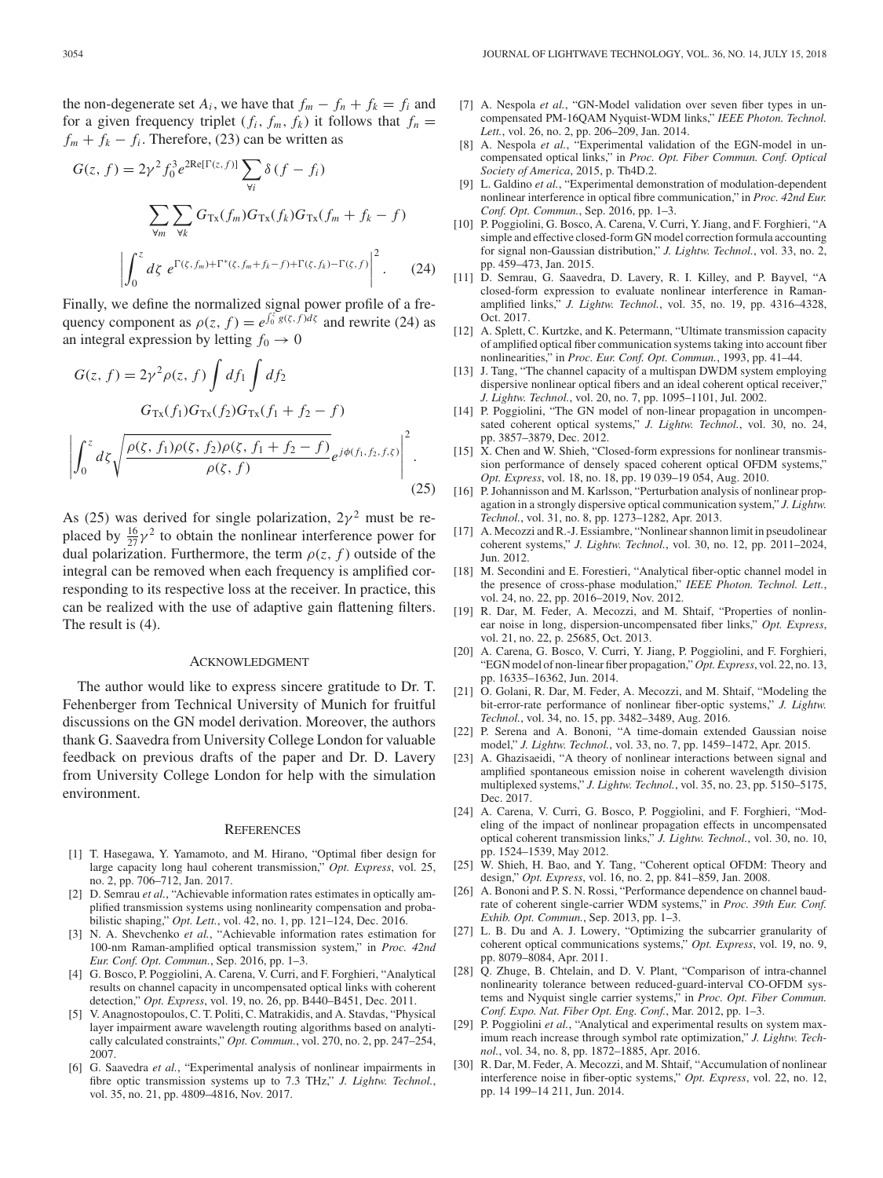the non-degenerate set $A_i$, we have that $f_m - f_n + f_k = f_i$ and for a given frequency triplet $(f_i, f_m, f_k)$ it follows that $f_n = f_m + f_k - f_i$. Therefore, (23) can be written as

$$G(z, f) = 2\gamma^2 f_0^3 e^{2\mathrm{Re}[\Gamma(z,f)]} \sum_{\forall i} \delta(f - f_i) \sum_{\forall m} \sum_{\forall k} G_{\mathrm{Tx}}(f_m) G_{\mathrm{Tx}}(f_k) G_{\mathrm{Tx}}(f_m + f_k - f) \left| \int_0^z d\zeta \, e^{\Gamma(\zeta, f_m) + \Gamma^*(\zeta, f_m + f_k - f) + \Gamma(\zeta, f_k) - \Gamma(\zeta, f)} \right|^2. \quad (24)$$

Finally, we define the normalized signal power profile of a frequency component as $\rho(z, f) = e^{\int_0^z g(\zeta, f) d\zeta}$ and rewrite (24) as an integral expression by letting $f_0 \to 0$

$$G(z, f) = 2\gamma^2 \rho(z, f) \int df_1 \int df_2 \, G_{\mathrm{Tx}}(f_1) G_{\mathrm{Tx}}(f_2) G_{\mathrm{Tx}}(f_1 + f_2 - f) \left| \int_0^z d\zeta \sqrt{\frac{\rho(\zeta, f_1)\rho(\zeta, f_2)\rho(\zeta, f_1 + f_2 - f)}{\rho(\zeta, f)}} e^{j\phi(f_1, f_2, f, \zeta)} \right|^2. \quad (25)$$

As (25) was derived for single polarization, $2\gamma^2$ must be replaced by $\frac{16}{27}\gamma^2$ to obtain the nonlinear interference power for dual polarization. Furthermore, the term $\rho(z, f)$ outside of the integral can be removed when each frequency is amplified corresponding to its respective loss at the receiver. In practice, this can be realized with the use of adaptive gain flattening filters. The result is (4).

## Acknowledgment

The author would like to express sincere gratitude to Dr. T. Fehenberger from Technical University of Munich for fruitful discussions on the GN model derivation. Moreover, the authors thank G. Saavedra from University College London for valuable feedback on previous drafts of the paper and Dr. D. Lavery from University College London for help with the simulation environment.

## References

[1] T. Hasegawa, Y. Yamamoto, and M. Hirano, "Optimal fiber design for large capacity long haul coherent transmission," *Opt. Express*, vol. 25, no. 2, pp. 706–712, Jan. 2017.

[2] D. Semrau *et al.*, "Achievable information rates estimates in optically amplified transmission systems using nonlinearity compensation and probabilistic shaping," *Opt. Lett.*, vol. 42, no. 1, pp. 121–124, Dec. 2016.

[3] N. A. Shevchenko *et al.*, "Achievable information rates estimation for 100-nm Raman-amplified optical transmission system," in *Proc. 42nd Eur. Conf. Opt. Commun.*, Sep. 2016, pp. 1–3.

[4] G. Bosco, P. Poggiolini, A. Carena, V. Curri, and F. Forghieri, "Analytical results on channel capacity in uncompensated optical links with coherent detection," *Opt. Express*, vol. 19, no. 26, pp. B440–B451, Dec. 2011.

[5] V. Anagnostopoulos, C. T. Politi, C. Matrakidis, and A. Stavdas, "Physical layer impairment aware wavelength routing algorithms based on analytically calculated constraints," *Opt. Commun.*, vol. 270, no. 2, pp. 247–254, 2007.

[6] G. Saavedra *et al.*, "Experimental analysis of nonlinear impairments in fibre optic transmission systems up to 7.3 THz," *J. Lightw. Technol.*, vol. 35, no. 21, pp. 4809–4816, Nov. 2017.

[7] A. Nespola *et al.*, "GN-Model validation over seven fiber types in uncompensated PM-16QAM Nyquist-WDM links," *IEEE Photon. Technol. Lett.*, vol. 26, no. 2, pp. 206–209, Jan. 2014.

[8] A. Nespola *et al.*, "Experimental validation of the EGN-model in uncompensated optical links," in *Proc. Opt. Fiber Commun. Conf. Optical Society of America*, 2015, p. Th4D.2.

[9] L. Galdino *et al.*, "Experimental demonstration of modulation-dependent nonlinear interference in optical fibre communication," in *Proc. 42nd Eur. Conf. Opt. Commun.*, Sep. 2016, pp. 1–3.

[10] P. Poggiolini, G. Bosco, A. Carena, V. Curri, Y. Jiang, and F. Forghieri, "A simple and effective closed-form GN model correction formula accounting for signal non-Gaussian distribution," *J. Lightw. Technol.*, vol. 33, no. 2, pp. 459–473, Jan. 2015.

[11] D. Semrau, G. Saavedra, D. Lavery, R. I. Killey, and P. Bayvel, "A closed-form expression to evaluate nonlinear interference in Raman-amplified links," *J. Lightw. Technol.*, vol. 35, no. 19, pp. 4316–4328, Oct. 2017.

[12] A. Splett, C. Kurtzke, and K. Petermann, "Ultimate transmission capacity of amplified optical fiber communication systems taking into account fiber nonlinearities," in *Proc. Eur. Conf. Opt. Commun.*, 1993, pp. 41–44.

[13] J. Tang, "The channel capacity of a multispan DWDM system employing dispersive nonlinear optical fibers and an ideal coherent optical receiver," *J. Lightw. Technol.*, vol. 20, no. 7, pp. 1095–1101, Jul. 2002.

[14] P. Poggiolini, "The GN model of non-linear propagation in uncompensated coherent optical systems," *J. Lightw. Technol.*, vol. 30, no. 24, pp. 3857–3879, Dec. 2012.

[15] X. Chen and W. Shieh, "Closed-form expressions for nonlinear transmission performance of densely spaced coherent optical OFDM systems," *Opt. Express*, vol. 18, no. 18, pp. 19 039–19 054, Aug. 2010.

[16] P. Johannisson and M. Karlsson, "Perturbation analysis of nonlinear propagation in a strongly dispersive optical communication system," *J. Lightw. Technol.*, vol. 31, no. 8, pp. 1273–1282, Apr. 2013.

[17] A. Mecozzi and R.-J. Essiambre, "Nonlinear shannon limit in pseudolinear coherent systems," *J. Lightw. Technol.*, vol. 30, no. 12, pp. 2011–2024, Jun. 2012.

[18] M. Secondini and E. Forestieri, "Analytical fiber-optic channel model in the presence of cross-phase modulation," *IEEE Photon. Technol. Lett.*, vol. 24, no. 22, pp. 2016–2019, Nov. 2012.

[19] R. Dar, M. Feder, A. Mecozzi, and M. Shtaif, "Properties of nonlinear noise in long, dispersion-uncompensated fiber links," *Opt. Express*, vol. 21, no. 22, p. 25685, Oct. 2013.

[20] A. Carena, G. Bosco, V. Curri, Y. Jiang, P. Poggiolini, and F. Forghieri, "EGN model of non-linear fiber propagation," *Opt. Express*, vol. 22, no. 13, pp. 16335–16362, Jun. 2014.

[21] O. Golani, R. Dar, M. Feder, A. Mecozzi, and M. Shtaif, "Modeling the bit-error-rate performance of nonlinear fiber-optic systems," *J. Lightw. Technol.*, vol. 34, no. 15, pp. 3482–3489, Aug. 2016.

[22] P. Serena and A. Bononi, "A time-domain extended Gaussian noise model," *J. Lightw. Technol.*, vol. 33, no. 7, pp. 1459–1472, Apr. 2015.

[23] A. Ghazisaeidi, "A theory of nonlinear interactions between signal and amplified spontaneous emission noise in coherent wavelength division multiplexed systems," *J. Lightw. Technol.*, vol. 35, no. 23, pp. 5150–5175, Dec. 2017.

[24] A. Carena, V. Curri, G. Bosco, P. Poggiolini, and F. Forghieri, "Modeling of the impact of nonlinear propagation effects in uncompensated optical coherent transmission links," *J. Lightw. Technol.*, vol. 30, no. 10, pp. 1524–1539, May 2012.

[25] W. Shieh, H. Bao, and Y. Tang, "Coherent optical OFDM: Theory and design," *Opt. Express*, vol. 16, no. 2, pp. 841–859, Jan. 2008.

[26] A. Bononi and P. S. N. Rossi, "Performance dependence on channel baud-rate of coherent single-carrier WDM systems," in *Proc. 39th Eur. Conf. Exhib. Opt. Commun.*, Sep. 2013, pp. 1–3.

[27] L. B. Du and A. J. Lowery, "Optimizing the subcarrier granularity of coherent optical communications systems," *Opt. Express*, vol. 19, no. 9, pp. 8079–8084, Apr. 2011.

[28] Q. Zhuge, B. Chtelain, and D. V. Plant, "Comparison of intra-channel nonlinearity tolerance between reduced-guard-interval CO-OFDM systems and Nyquist single carrier systems," in *Proc. Opt. Fiber Commun. Conf. Expo. Nat. Fiber Opt. Eng. Conf.*, Mar. 2012, pp. 1–3.

[29] P. Poggiolini *et al.*, "Analytical and experimental results on system maximum reach increase through symbol rate optimization," *J. Lightw. Technol.*, vol. 34, no. 8, pp. 1872–1885, Apr. 2016.

[30] R. Dar, M. Feder, A. Mecozzi, and M. Shtaif, "Accumulation of nonlinear interference noise in fiber-optic systems," *Opt. Express*, vol. 22, no. 12, pp. 14 199–14 211, Jun. 2014.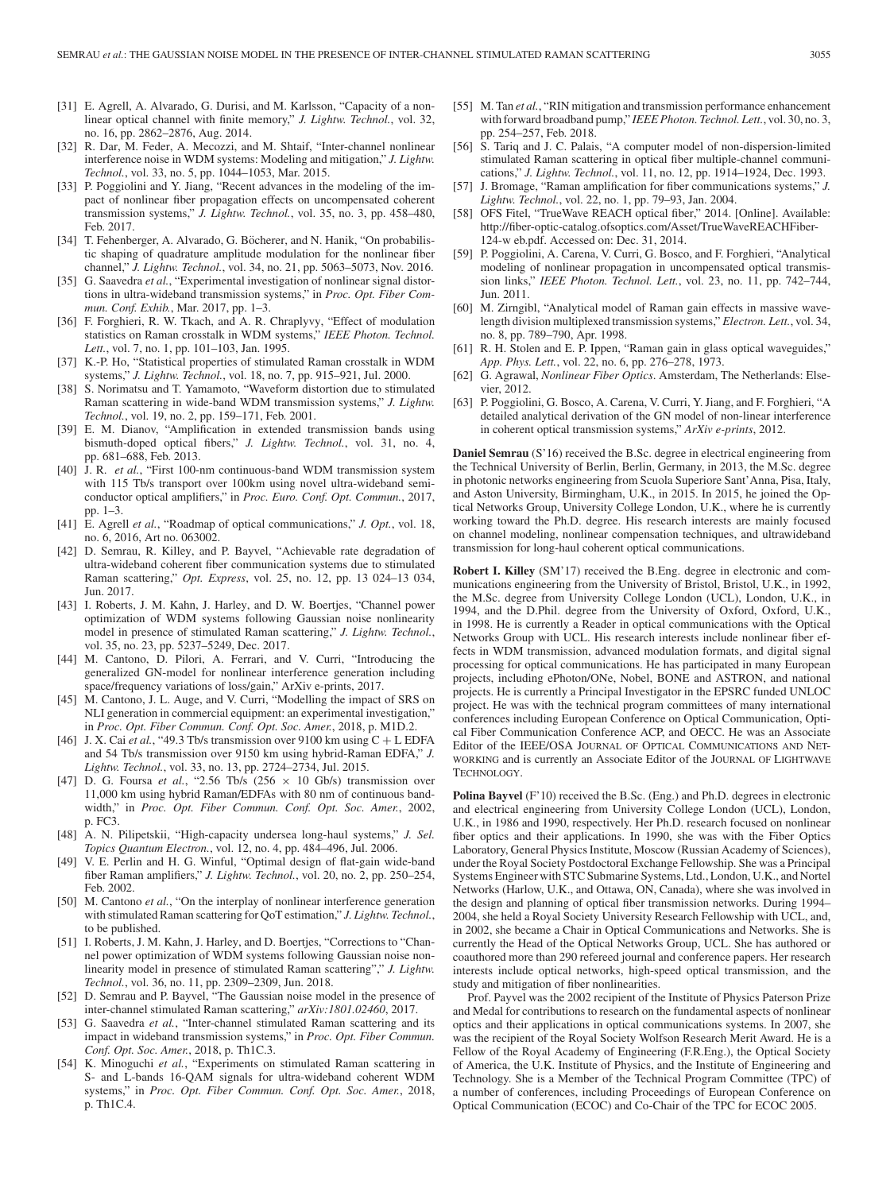[31] E. Agrell, A. Alvarado, G. Durisi, and M. Karlsson, "Capacity of a nonlinear optical channel with finite memory," *J. Lightw. Technol.*, vol. 32, no. 16, pp. 2862–2876, Aug. 2014.

[32] R. Dar, M. Feder, A. Mecozzi, and M. Shtaif, "Inter-channel nonlinear interference noise in WDM systems: Modeling and mitigation," *J. Lightw. Technol.*, vol. 33, no. 5, pp. 1044–1053, Mar. 2015.

[33] P. Poggiolini and Y. Jiang, "Recent advances in the modeling of the impact of nonlinear fiber propagation effects on uncompensated coherent transmission systems," *J. Lightw. Technol.*, vol. 35, no. 3, pp. 458–480, Feb. 2017.

[34] T. Fehenberger, A. Alvarado, G. Böcherer, and N. Hanik, "On probabilistic shaping of quadrature amplitude modulation for the nonlinear fiber channel," *J. Lightw. Technol.*, vol. 34, no. 21, pp. 5063–5073, Nov. 2016.

[35] G. Saavedra *et al.*, "Experimental investigation of nonlinear signal distortions in ultra-wideband transmission systems," in *Proc. Opt. Fiber Commun. Conf. Exhib.*, Mar. 2017, pp. 1–3.

[36] F. Forghieri, R. W. Tkach, and A. R. Chraplyvy, "Effect of modulation statistics on Raman crosstalk in WDM systems," *IEEE Photon. Technol. Lett.*, vol. 7, no. 1, pp. 101–103, Jan. 1995.

[37] K.-P. Ho, "Statistical properties of stimulated Raman crosstalk in WDM systems," *J. Lightw. Technol.*, vol. 18, no. 7, pp. 915–921, Jul. 2000.

[38] S. Norimatsu and T. Yamamoto, "Waveform distortion due to stimulated Raman scattering in wide-band WDM transmission systems," *J. Lightw. Technol.*, vol. 19, no. 2, pp. 159–171, Feb. 2001.

[39] E. M. Dianov, "Amplification in extended transmission bands using bismuth-doped optical fibers," *J. Lightw. Technol.*, vol. 31, no. 4, pp. 681–688, Feb. 2013.

[40] J. R. *et al.*, "First 100-nm continuous-band WDM transmission system with 115 Tb/s transport over 100km using novel ultra-wideband semiconductor optical amplifiers," in *Proc. Euro. Conf. Opt. Commun.*, 2017, pp. 1–3.

[41] E. Agrell *et al.*, "Roadmap of optical communications," *J. Opt.*, vol. 18, no. 6, 2016, Art no. 063002.

[42] D. Semrau, R. Killey, and P. Bayvel, "Achievable rate degradation of ultra-wideband coherent fiber communication systems due to stimulated Raman scattering," *Opt. Express*, vol. 25, no. 12, pp. 13 024–13 034, Jun. 2017.

[43] I. Roberts, J. M. Kahn, J. Harley, and D. W. Boertjes, "Channel power optimization of WDM systems following Gaussian noise nonlinearity model in presence of stimulated Raman scattering," *J. Lightw. Technol.*, vol. 35, no. 23, pp. 5237–5249, Dec. 2017.

[44] M. Cantono, D. Pilori, A. Ferrari, and V. Curri, "Introducing the generalized GN-model for nonlinear interference generation including space/frequency variations of loss/gain," ArXiv e-prints, 2017.

[45] M. Cantono, J. L. Auge, and V. Curri, "Modelling the impact of SRS on NLI generation in commercial equipment: an experimental investigation," in *Proc. Opt. Fiber Commun. Conf. Opt. Soc. Amer.*, 2018, p. M1D.2.

[46] J. X. Cai *et al.*, "49.3 Tb/s transmission over 9100 km using C + L EDFA and 54 Tb/s transmission over 9150 km using hybrid-Raman EDFA," *J. Lightw. Technol.*, vol. 33, no. 13, pp. 2724–2734, Jul. 2015.

[47] D. G. Foursa *et al.*, "2.56 Tb/s (256 × 10 Gb/s) transmission over 11,000 km using hybrid Raman/EDFAs with 80 nm of continuous bandwidth," in *Proc. Opt. Fiber Commun. Conf. Opt. Soc. Amer.*, 2002, p. FC3.

[48] A. N. Pilipetskii, "High-capacity undersea long-haul systems," *J. Sel. Topics Quantum Electron.*, vol. 12, no. 4, pp. 484–496, Jul. 2006.

[49] V. E. Perlin and H. G. Winful, "Optimal design of flat-gain wide-band fiber Raman amplifiers," *J. Lightw. Technol.*, vol. 20, no. 2, pp. 250–254, Feb. 2002.

[50] M. Cantono *et al.*, "On the interplay of nonlinear interference generation with stimulated Raman scattering for QoT estimation," *J. Lightw. Technol.*, to be published.

[51] I. Roberts, J. M. Kahn, J. Harley, and D. Boertjes, "Corrections to "Channel power optimization of WDM systems following Gaussian noise nonlinearity model in presence of stimulated Raman scattering"," *J. Lightw. Technol.*, vol. 36, no. 11, pp. 2309–2309, Jun. 2018.

[52] D. Semrau and P. Bayvel, "The Gaussian noise model in the presence of inter-channel stimulated Raman scattering," *arXiv:1801.02460*, 2017.

[53] G. Saavedra *et al.*, "Inter-channel stimulated Raman scattering and its impact in wideband transmission systems," in *Proc. Opt. Fiber Commun. Conf. Opt. Soc. Amer.*, 2018, p. Th1C.3.

[54] K. Minoguchi *et al.*, "Experiments on stimulated Raman scattering in S- and L-bands 16-QAM signals for ultra-wideband coherent WDM systems," in *Proc. Opt. Fiber Commun. Conf. Opt. Soc. Amer.*, 2018, p. Th1C.4.

[55] M. Tan *et al.*, "RIN mitigation and transmission performance enhancement with forward broadband pump," *IEEE Photon. Technol. Lett.*, vol. 30, no. 3, pp. 254–257, Feb. 2018.

[56] S. Tariq and J. C. Palais, "A computer model of non-dispersion-limited stimulated Raman scattering in optical fiber multiple-channel communications," *J. Lightw. Technol.*, vol. 11, no. 12, pp. 1914–1924, Dec. 1993.

[57] J. Bromage, "Raman amplification for fiber communications systems," *J. Lightw. Technol.*, vol. 22, no. 1, pp. 79–93, Jan. 2004.

[58] OFS Fitel, "TrueWave REACH optical fiber," 2014. [Online]. Available: http://fiber-optic-catalog.ofsoptics.com/Asset/TrueWaveREACHFiber-124-w eb.pdf. Accessed on: Dec. 31, 2014.

[59] P. Poggiolini, A. Carena, V. Curri, G. Bosco, and F. Forghieri, "Analytical modeling of nonlinear propagation in uncompensated optical transmission links," *IEEE Photon. Technol. Lett.*, vol. 23, no. 11, pp. 742–744, Jun. 2011.

[60] M. Zirngibl, "Analytical model of Raman gain effects in massive wavelength division multiplexed transmission systems," *Electron. Lett.*, vol. 34, no. 8, pp. 789–790, Apr. 1998.

[61] R. H. Stolen and E. P. Ippen, "Raman gain in glass optical waveguides," *App. Phys. Lett.*, vol. 22, no. 6, pp. 276–278, 1973.

[62] G. Agrawal, *Nonlinear Fiber Optics*. Amsterdam, The Netherlands: Elsevier, 2012.

[63] P. Poggiolini, G. Bosco, A. Carena, V. Curri, Y. Jiang, and F. Forghieri, "A detailed analytical derivation of the GN model of non-linear interference in coherent optical transmission systems," *ArXiv e-prints*, 2012.

**Daniel Semrau** (S'16) received the B.Sc. degree in electrical engineering from the Technical University of Berlin, Berlin, Germany, in 2013, the M.Sc. degree in photonic networks engineering from Scuola Superiore Sant'Anna, Pisa, Italy, and Aston University, Birmingham, U.K., in 2015. In 2015, he joined the Optical Networks Group, University College London, U.K., where he is currently working toward the Ph.D. degree. His research interests are mainly focused on channel modeling, nonlinear compensation techniques, and ultrawideband transmission for long-haul coherent optical communications.

**Robert I. Killey** (SM'17) received the B.Eng. degree in electronic and communications engineering from the University of Bristol, Bristol, U.K., in 1992, the M.Sc. degree from University College London (UCL), London, U.K., in 1994, and the D.Phil. degree from the University of Oxford, Oxford, U.K., in 1998. He is currently a Reader in optical communications with the Optical Networks Group with UCL. His research interests include nonlinear fiber effects in WDM transmission, advanced modulation formats, and digital signal processing for optical communications. He has participated in many European projects, including ePhoton/ONe, Nobel, BONE and ASTRON, and national projects. He is currently a Principal Investigator in the EPSRC funded UNLOC project. He was with the technical program committees of many international conferences including European Conference on Optical Communication, Optical Fiber Communication Conference ACP, and OECC. He was an Associate Editor of the IEEE/OSA JOURNAL OF OPTICAL COMMUNICATIONS AND NETWORKING and is currently an Associate Editor of the JOURNAL OF LIGHTWAVE TECHNOLOGY.

**Polina Bayvel** (F'10) received the B.Sc. (Eng.) and Ph.D. degrees in electronic and electrical engineering from University College London (UCL), London, U.K., in 1986 and 1990, respectively. Her Ph.D. research focused on nonlinear fiber optics and their applications. In 1990, she was with the Fiber Optics Laboratory, General Physics Institute, Moscow (Russian Academy of Sciences), under the Royal Society Postdoctoral Exchange Fellowship. She was a Principal Systems Engineer with STC Submarine Systems, Ltd., London, U.K., and Nortel Networks (Harlow, U.K., and Ottawa, ON, Canada), where she was involved in the design and planning of optical fiber transmission networks. During 1994–2004, she held a Royal Society University Research Fellowship with UCL, and, in 2002, she became a Chair in Optical Communications and Networks. She is currently the Head of the Optical Networks Group, UCL. She has authored or coauthored more than 290 refereed journal and conference papers. Her research interests include optical networks, high-speed optical transmission, and the study and mitigation of fiber nonlinearities.

Prof. Payvel was the 2002 recipient of the Institute of Physics Paterson Prize and Medal for contributions to research on the fundamental aspects of nonlinear optics and their applications in optical communications systems. In 2007, she was the recipient of the Royal Society Wolfson Research Merit Award. He is a Fellow of the Royal Academy of Engineering (F.R.Eng.), the Optical Society of America, the U.K. Institute of Physics, and the Institute of Engineering and Technology. She is a Member of the Technical Program Committee (TPC) of a number of conferences, including Proceedings of European Conference on Optical Communication (ECOC) and Co-Chair of the TPC for ECOC 2005.